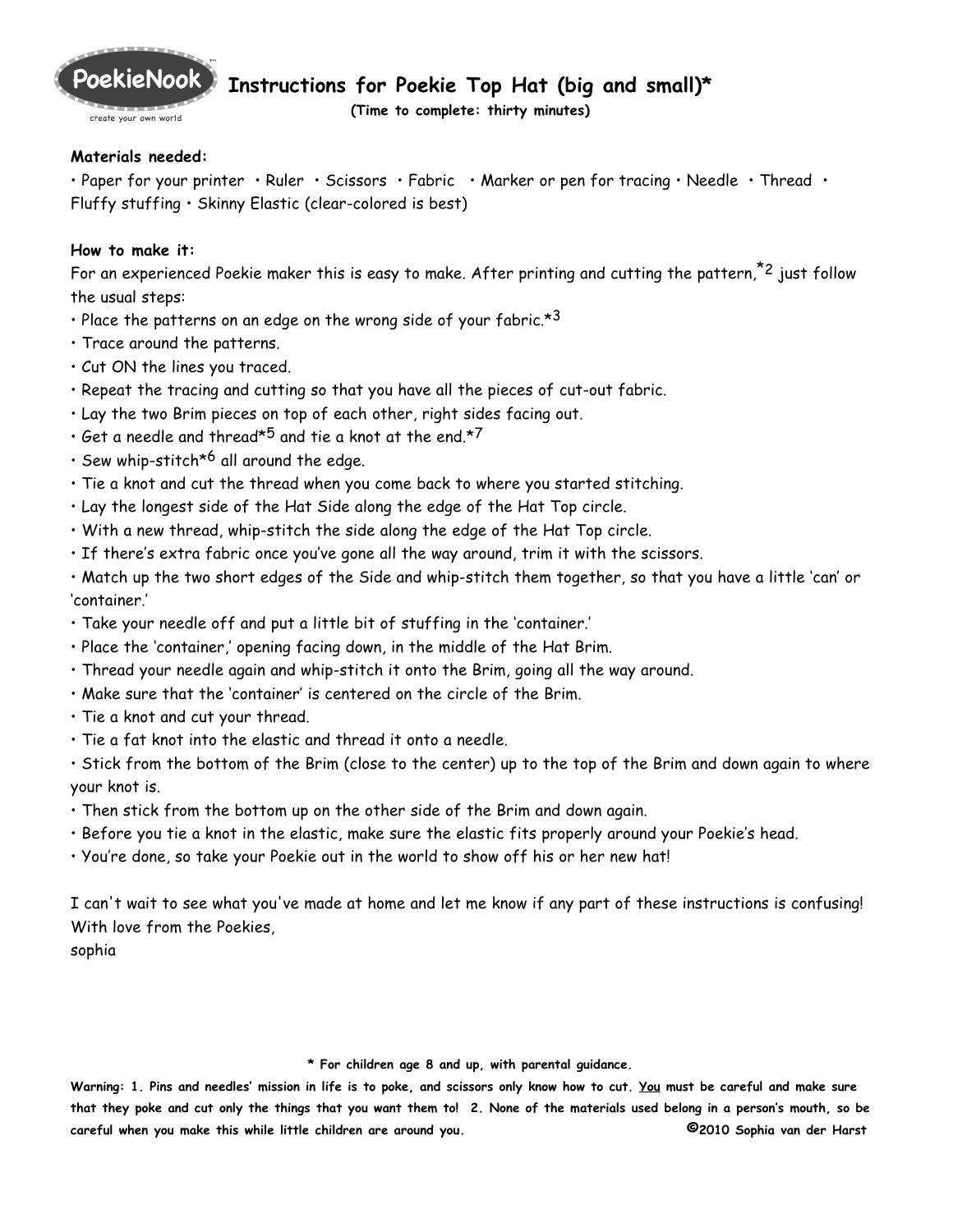PoekieNook™
create your own world

# Instructions for Poekie Top Hat (big and small)*

**(Time to complete: thirty minutes)**

**Materials needed:**

• Paper for your printer • Ruler • Scissors • Fabric • Marker or pen for tracing • Needle • Thread • Fluffy stuffing • Skinny Elastic (clear-colored is best)

**How to make it:**

For an experienced Poekie maker this is easy to make. After printing and cutting the pattern,*2 just follow the usual steps:

• Place the patterns on an edge on the wrong side of your fabric.*3
• Trace around the patterns.
• Cut ON the lines you traced.
• Repeat the tracing and cutting so that you have all the pieces of cut-out fabric.
• Lay the two Brim pieces on top of each other, right sides facing out.
• Get a needle and thread*5 and tie a knot at the end.*7
• Sew whip-stitch*6 all around the edge.
• Tie a knot and cut the thread when you come back to where you started stitching.
• Lay the longest side of the Hat Side along the edge of the Hat Top circle.
• With a new thread, whip-stitch the side along the edge of the Hat Top circle.
• If there's extra fabric once you've gone all the way around, trim it with the scissors.
• Match up the two short edges of the Side and whip-stitch them together, so that you have a little 'can' or 'container.'
• Take your needle off and put a little bit of stuffing in the 'container.'
• Place the 'container,' opening facing down, in the middle of the Hat Brim.
• Thread your needle again and whip-stitch it onto the Brim, going all the way around.
• Make sure that the 'container' is centered on the circle of the Brim.
• Tie a knot and cut your thread.
• Tie a fat knot into the elastic and thread it onto a needle.
• Stick from the bottom of the Brim (close to the center) up to the top of the Brim and down again to where your knot is.
• Then stick from the bottom up on the other side of the Brim and down again.
• Before you tie a knot in the elastic, make sure the elastic fits properly around your Poekie's head.
• You're done, so take your Poekie out in the world to show off his or her new hat!

I can't wait to see what you've made at home and let me know if any part of these instructions is confusing!
With love from the Poekies,
sophia

**\* For children age 8 and up, with parental guidance.**

**Warning: 1. Pins and needles' mission in life is to poke, and scissors only know how to cut. <u>You</u> must be careful and make sure that they poke and cut only the things that you want them to! 2. None of the materials used belong in a person's mouth, so be careful when you make this while little children are around you.** **©2010 Sophia van der Harst**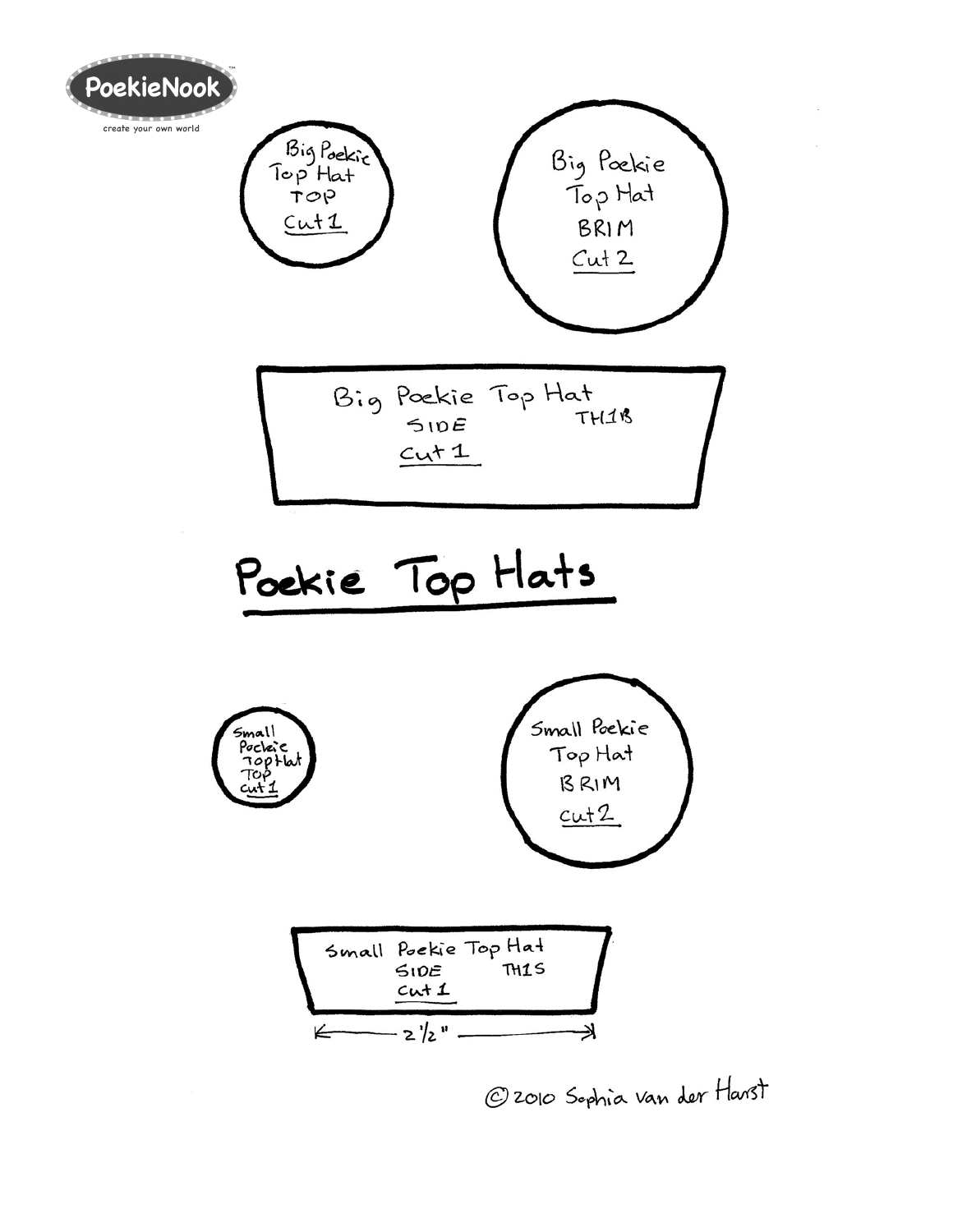PoekieNook

create your own world

Big Poekie Top Hat TOP Cut 1

Big Poekie Top Hat BRIM Cut 2

Big Poekie Top Hat SIDE TH1B Cut 1

# Poekie Top Hats

Small Poekie Top Hat TOP cut 1

Small Poekie Top Hat BRIM cut 2

Small Poekie Top Hat SIDE TH1S cut 1

2 ½"

© 2010 Sophia van der Harst